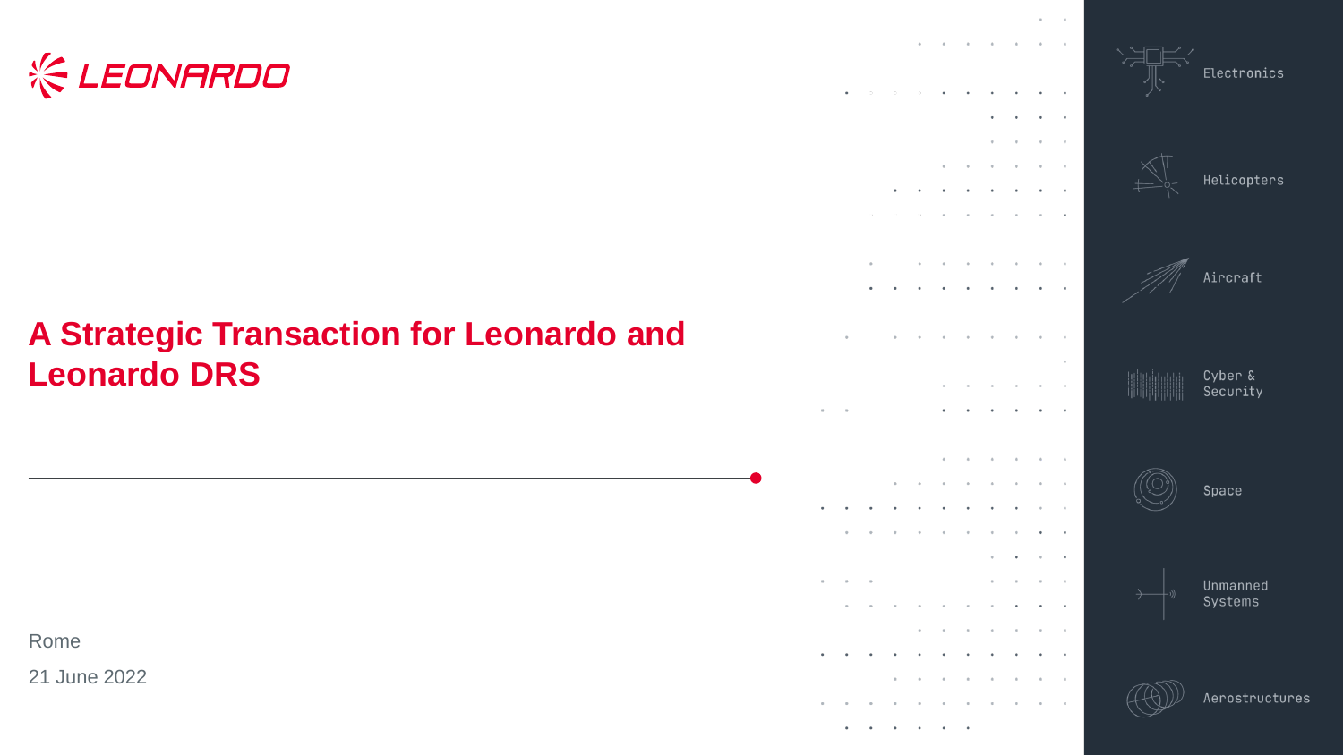LEONARDO

# A Strategic Transaction for Leonardo and Leonardo DRS

Rome

21 June 2022

Electronics

Helicopters

Aircraft

Cyber & Security

Space

Unmanned Systems

Aerostructures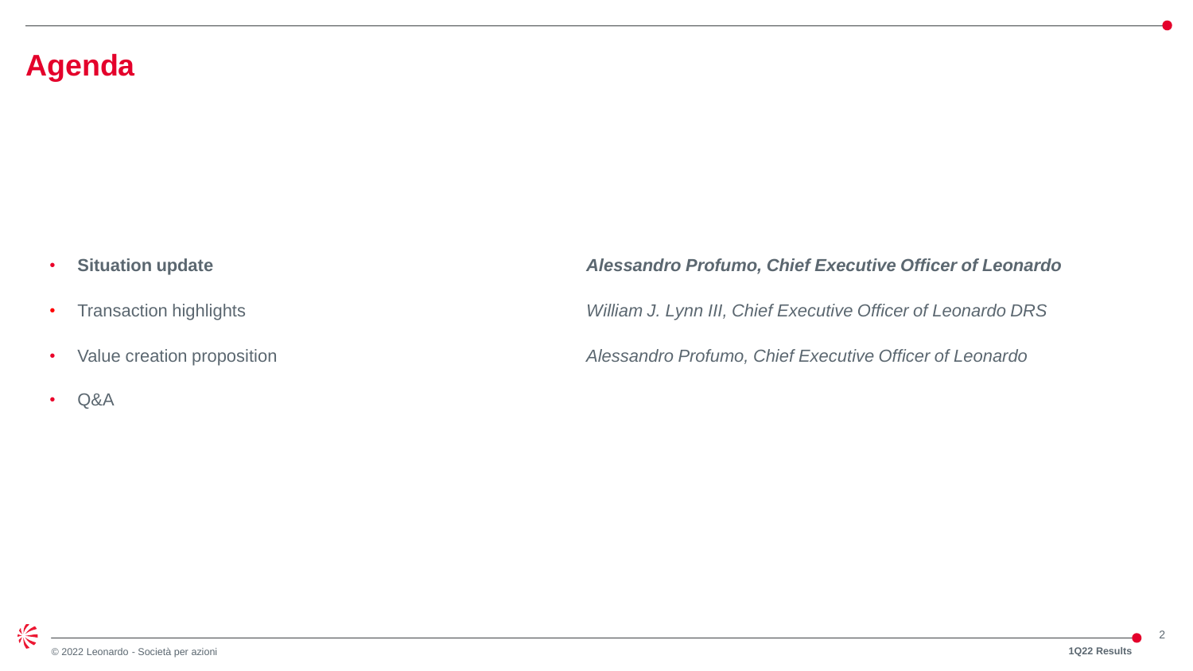# Agenda

| | |
|---|---|
| **Situation update** | ***Alessandro Profumo, Chief Executive Officer of Leonardo*** |
| Transaction highlights | *William J. Lynn III, Chief Executive Officer of Leonardo DRS* |
| Value creation proposition | *Alessandro Profumo, Chief Executive Officer of Leonardo* |
| Q&A | |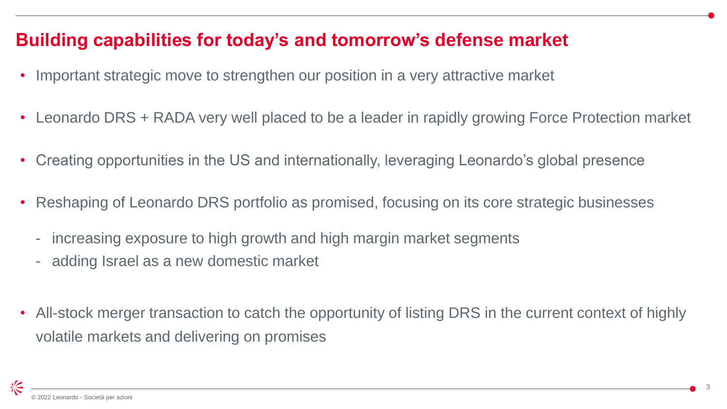## Building capabilities for today's and tomorrow's defense market

- Important strategic move to strengthen our position in a very attractive market
- Leonardo DRS + RADA very well placed to be a leader in rapidly growing Force Protection market
- Creating opportunities in the US and internationally, leveraging Leonardo's global presence
- Reshaping of Leonardo DRS portfolio as promised, focusing on its core strategic businesses
  - increasing exposure to high growth and high margin market segments
  - adding Israel as a new domestic market
- All-stock merger transaction to catch the opportunity of listing DRS in the current context of highly volatile markets and delivering on promises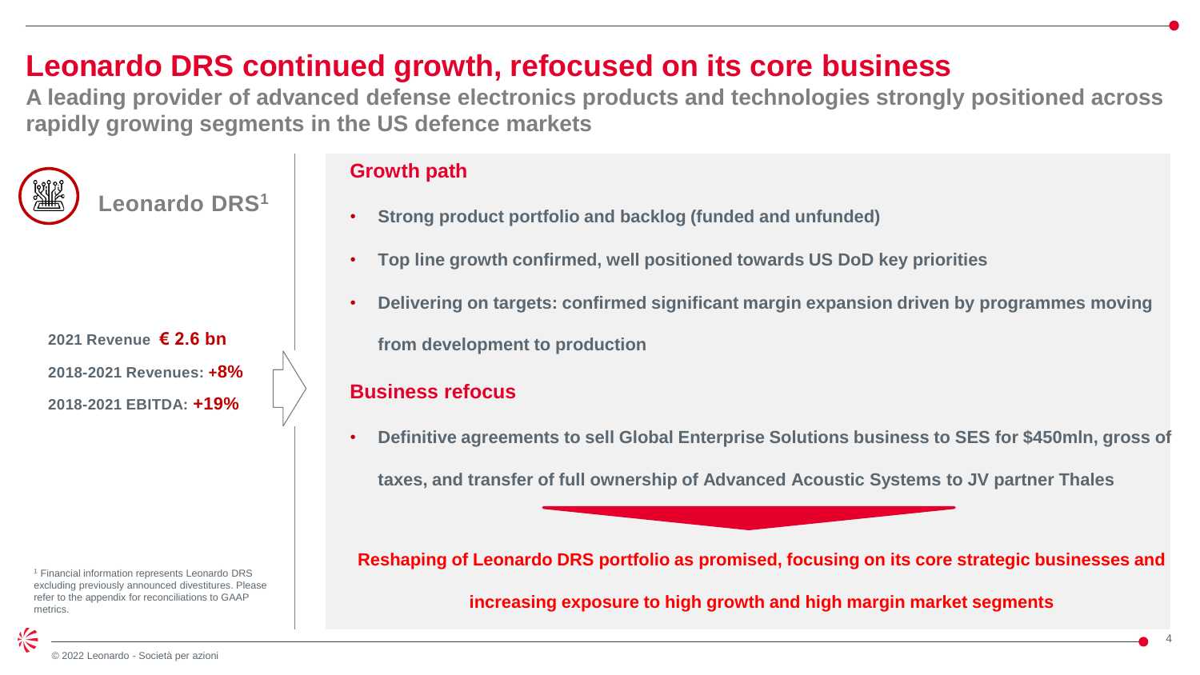# Leonardo DRS continued growth, refocused on its core business

**A leading provider of advanced defense electronics products and technologies strongly positioned across rapidly growing segments in the US defence markets**

## Leonardo DRS[1]

**2021 Revenue € 2.6 bn**

**2018-2021 Revenues: +8%**

**2018-2021 EBITDA: +19%**

### Growth path

- **Strong product portfolio and backlog (funded and unfunded)**
- **Top line growth confirmed, well positioned towards US DoD key priorities**
- **Delivering on targets: confirmed significant margin expansion driven by programmes moving from development to production**

### Business refocus

- **Definitive agreements to sell Global Enterprise Solutions business to SES for $450mln, gross of taxes, and transfer of full ownership of Advanced Acoustic Systems to JV partner Thales**

**Reshaping of Leonardo DRS portfolio as promised, focusing on its core strategic businesses and increasing exposure to high growth and high margin market segments**

[1] Financial information represents Leonardo DRS excluding previously announced divestitures. Please refer to the appendix for reconciliations to GAAP metrics.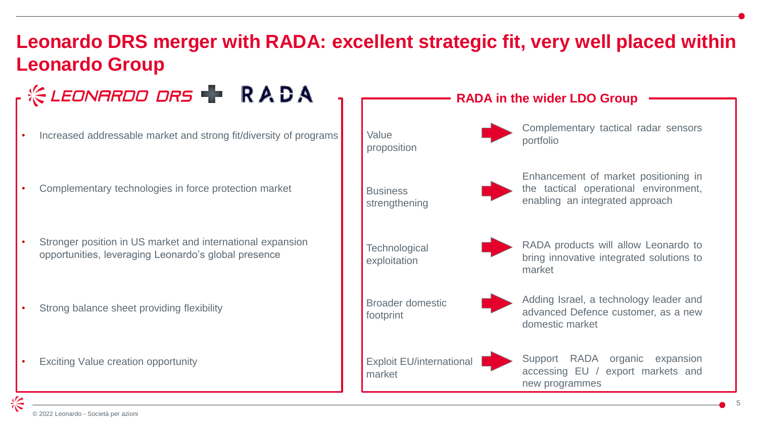# Leonardo DRS merger with RADA: excellent strategic fit, very well placed within Leonardo Group

## LEONARDO DRS + RADA

- Increased addressable market and strong fit/diversity of programs
- Complementary technologies in force protection market
- Stronger position in US market and international expansion opportunities, leveraging Leonardo's global presence
- Strong balance sheet providing flexibility
- Exciting Value creation opportunity

## RADA in the wider LDO Group

| | |
|---|---|
| Value proposition | Complementary tactical radar sensors portfolio |
| Business strengthening | Enhancement of market positioning in the tactical operational environment, enabling an integrated approach |
| Technological exploitation | RADA products will allow Leonardo to bring innovative integrated solutions to market |
| Broader domestic footprint | Adding Israel, a technology leader and advanced Defence customer, as a new domestic market |
| Exploit EU/international market | Support RADA organic expansion accessing EU / export markets and new programmes |

© 2022 Leonardo - Società per azioni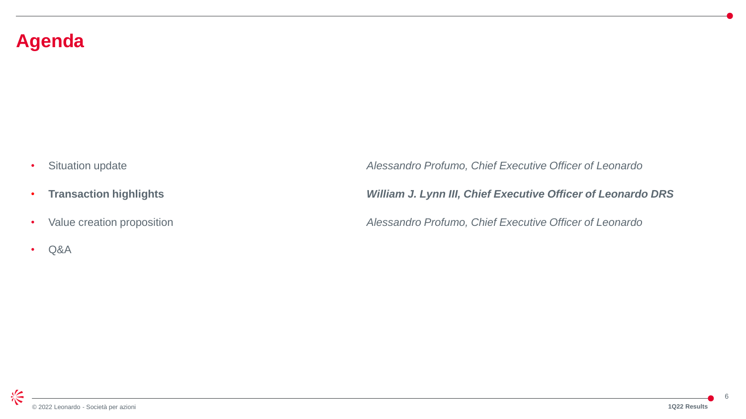# Agenda

- Situation update — *Alessandro Profumo, Chief Executive Officer of Leonardo*
- **Transaction highlights** — ***William J. Lynn III, Chief Executive Officer of Leonardo DRS***
- Value creation proposition — *Alessandro Profumo, Chief Executive Officer of Leonardo*
- Q&A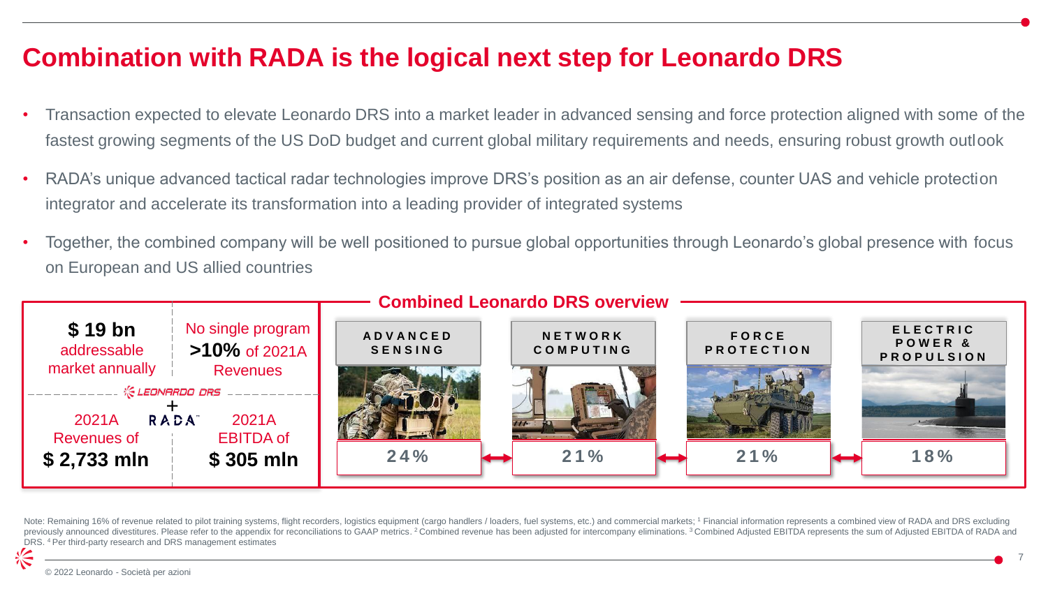# Combination with RADA is the logical next step for Leonardo DRS

- Transaction expected to elevate Leonardo DRS into a market leader in advanced sensing and force protection aligned with some of the fastest growing segments of the US DoD budget and current global military requirements and needs, ensuring robust growth outlook
- RADA's unique advanced tactical radar technologies improve DRS's position as an air defense, counter UAS and vehicle protection integrator and accelerate its transformation into a leading provider of integrated systems
- Together, the combined company will be well positioned to pursue global opportunities through Leonardo's global presence with focus on European and US allied countries

## Combined Leonardo DRS overview

| | |
|---|---|
| **$ 19 bn** addressable market annually | No single program **>10%** of 2021A Revenues |

LEONARDO DRS + RADA

| | |
|---|---|
| 2021A Revenues of **$ 2,733 mln** | 2021A EBITDA of **$ 305 mln** |

| ADVANCED SENSING | NETWORK COMPUTING | FORCE PROTECTION | ELECTRIC POWER & PROPULSION |
|---|---|---|---|
| 24% | 21% | 21% | 18% |

Note: Remaining 16% of revenue related to pilot training systems, flight recorders, logistics equipment (cargo handlers / loaders, fuel systems, etc.) and commercial markets; [1] Financial information represents a combined view of RADA and DRS excluding previously announced divestitures. Please refer to the appendix for reconciliations to GAAP metrics. [2] Combined revenue has been adjusted for intercompany eliminations. [3] Combined Adjusted EBITDA represents the sum of Adjusted EBITDA of RADA and DRS. [4] Per third-party research and DRS management estimates

© 2022 Leonardo - Società per azioni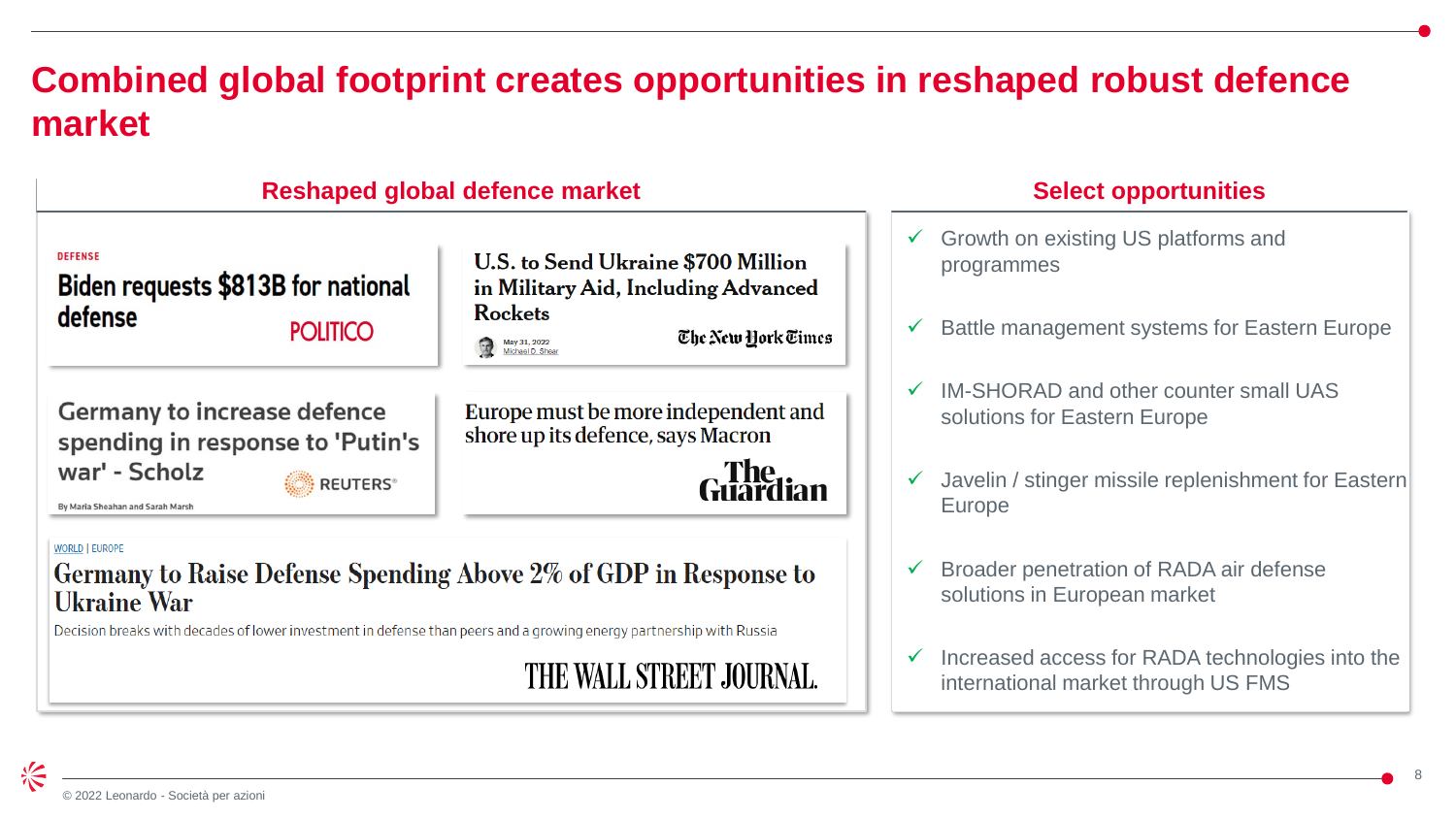# Combined global footprint creates opportunities in reshaped robust defence market

## Reshaped global defence market

DEFENSE
**Biden requests $813B for national defense**
POLITICO

**U.S. to Send Ukraine $700 Million in Military Aid, Including Advanced Rockets**
May 31, 2022
Michael D. Shear
The New York Times

**Germany to increase defence spending in response to 'Putin's war' - Scholz**
REUTERS
By Maria Sheahan and Sarah Marsh

**Europe must be more independent and shore up its defence, says Macron**
The Guardian

WORLD | EUROPE
**Germany to Raise Defense Spending Above 2% of GDP in Response to Ukraine War**
Decision breaks with decades of lower investment in defense than peers and a growing energy partnership with Russia
THE WALL STREET JOURNAL.

## Select opportunities

- ✓ Growth on existing US platforms and programmes
- ✓ Battle management systems for Eastern Europe
- ✓ IM-SHORAD and other counter small UAS solutions for Eastern Europe
- ✓ Javelin / stinger missile replenishment for Eastern Europe
- ✓ Broader penetration of RADA air defense solutions in European market
- ✓ Increased access for RADA technologies into the international market through US FMS

© 2022 Leonardo - Società per azioni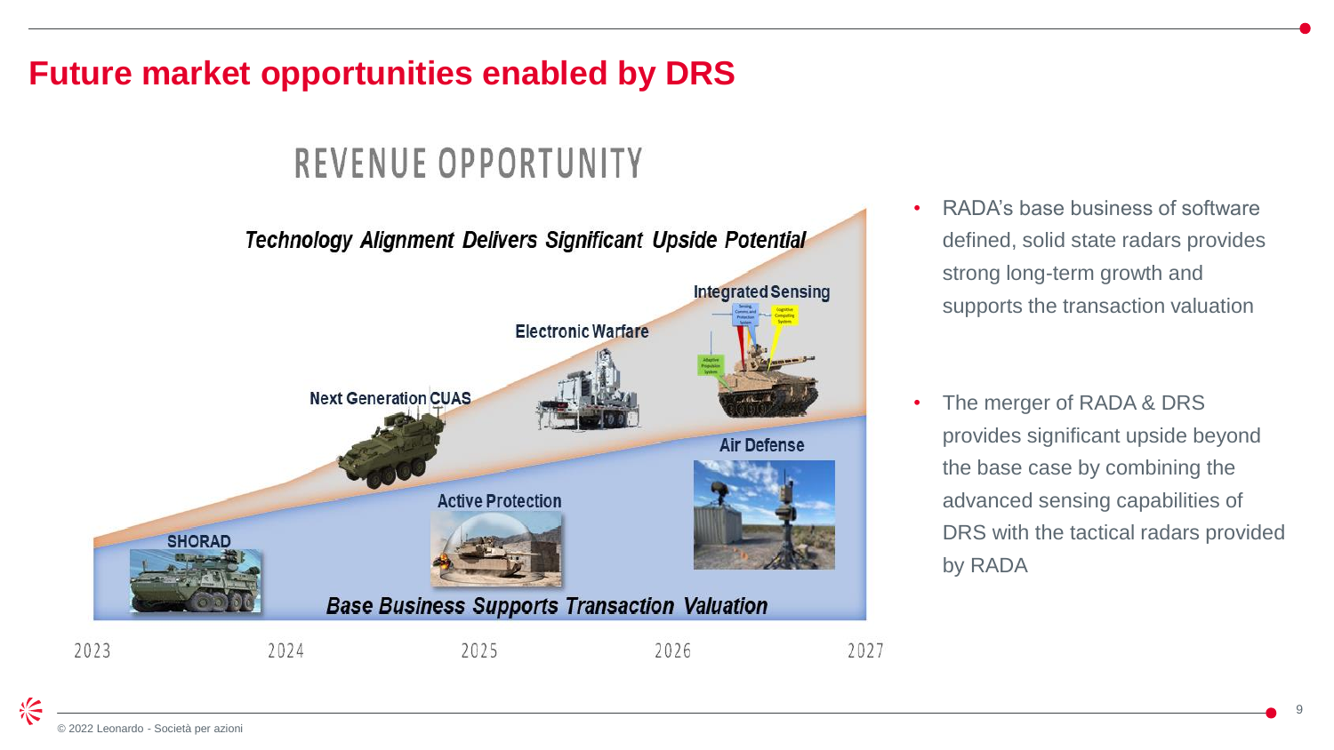# Future market opportunities enabled by DRS

## REVENUE OPPORTUNITY

*Technology Alignment Delivers Significant Upside Potential*

Integrated Sensing

Electronic Warfare

Next Generation CUAS

Air Defense

Active Protection

SHORAD

*Base Business Supports Transaction Valuation*

2023 2024 2025 2026 2027

- RADA's base business of software defined, solid state radars provides strong long-term growth and supports the transaction valuation
- The merger of RADA & DRS provides significant upside beyond the base case by combining the advanced sensing capabilities of DRS with the tactical radars provided by RADA

© 2022 Leonardo - Società per azioni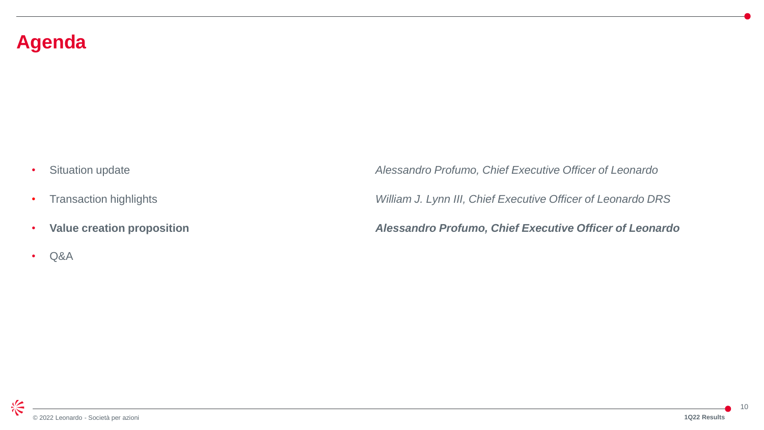# Agenda

- Situation update — *Alessandro Profumo, Chief Executive Officer of Leonardo*
- Transaction highlights — *William J. Lynn III, Chief Executive Officer of Leonardo DRS*
- **Value creation proposition** — ***Alessandro Profumo, Chief Executive Officer of Leonardo***
- Q&A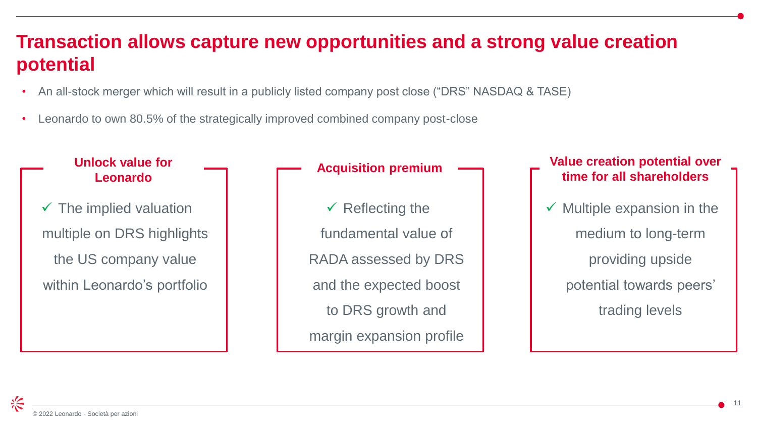# Transaction allows capture new opportunities and a strong value creation potential

- An all-stock merger which will result in a publicly listed company post close ("DRS" NASDAQ & TASE)
- Leonardo to own 80.5% of the strategically improved combined company post-close

### Unlock value for Leonardo

✓ The implied valuation multiple on DRS highlights the US company value within Leonardo's portfolio

### Acquisition premium

✓ Reflecting the fundamental value of RADA assessed by DRS and the expected boost to DRS growth and margin expansion profile

### Value creation potential over time for all shareholders

✓ Multiple expansion in the medium to long-term providing upside potential towards peers' trading levels

© 2022 Leonardo - Società per azioni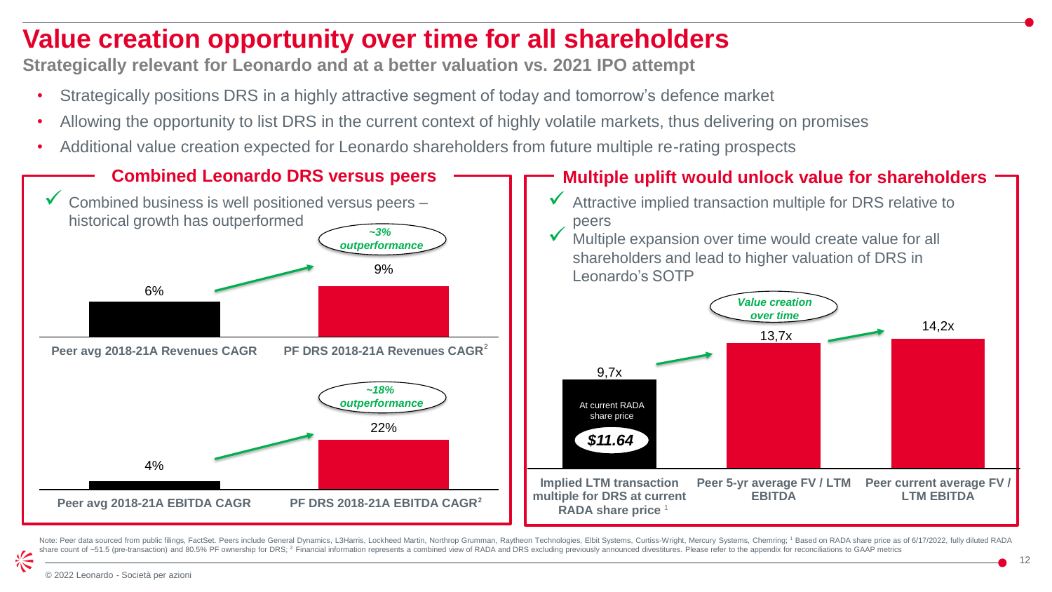# Value creation opportunity over time for all shareholders

**Strategically relevant for Leonardo and at a better valuation vs. 2021 IPO attempt**

- Strategically positions DRS in a highly attractive segment of today and tomorrow's defence market
- Allowing the opportunity to list DRS in the current context of highly volatile markets, thus delivering on promises
- Additional value creation expected for Leonardo shareholders from future multiple re-rating prospects

## Combined Leonardo DRS versus peers

✓ Combined business is well positioned versus peers – historical growth has outperformed

| Metric | Peer avg 2018-21A | PF DRS 2018-21A[2] | Outperformance |
| --- | --- | --- | --- |
| Revenues CAGR | 6% | 9% | ~3% outperformance |
| EBITDA CAGR | 4% | 22% | ~18% outperformance |

## Multiple uplift would unlock value for shareholders

✓ Attractive implied transaction multiple for DRS relative to peers

✓ Multiple expansion over time would create value for all shareholders and lead to higher valuation of DRS in Leonardo's SOTP

| Implied LTM transaction multiple for DRS at current RADA share price[1] | Peer 5-yr average FV / LTM EBITDA | Peer current average FV / LTM EBITDA |
| --- | --- | --- |
| 9,7x (At current RADA share price: $11.64) | 13,7x | 14,2x |

*Value creation over time*

Note: Peer data sourced from public filings, FactSet. Peers include General Dynamics, L3Harris, Lockheed Martin, Northrop Grumman, Raytheon Technologies, Elbit Systems, Curtiss-Wright, Mercury Systems, Chemring; [1] Based on RADA share price as of 6/17/2022, fully diluted RADA share count of ~51.5 (pre-transaction) and 80.5% PF ownership for DRS; [2] Financial information represents a combined view of RADA and DRS excluding previously announced divestitures. Please refer to the appendix for reconciliations to GAAP metrics

© 2022 Leonardo - Società per azioni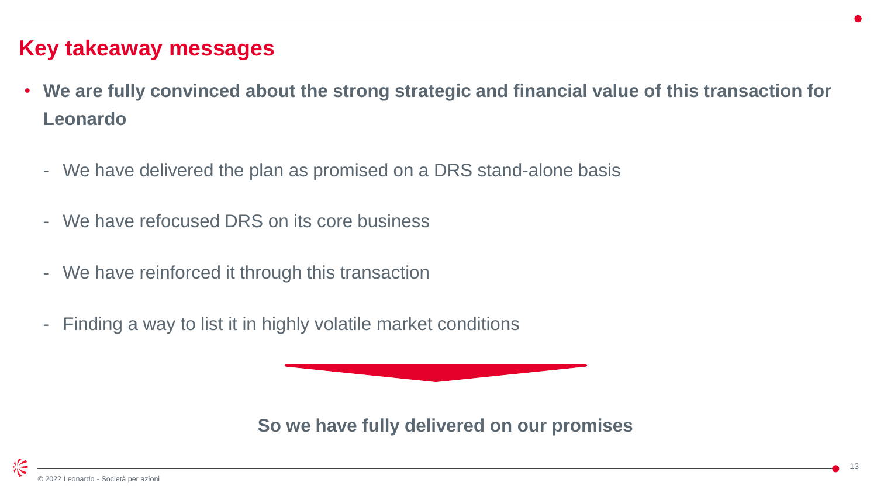## Key takeaway messages

- **We are fully convinced about the strong strategic and financial value of this transaction for Leonardo**
  - We have delivered the plan as promised on a DRS stand-alone basis
  - We have refocused DRS on its core business
  - We have reinforced it through this transaction
  - Finding a way to list it in highly volatile market conditions

**So we have fully delivered on our promises**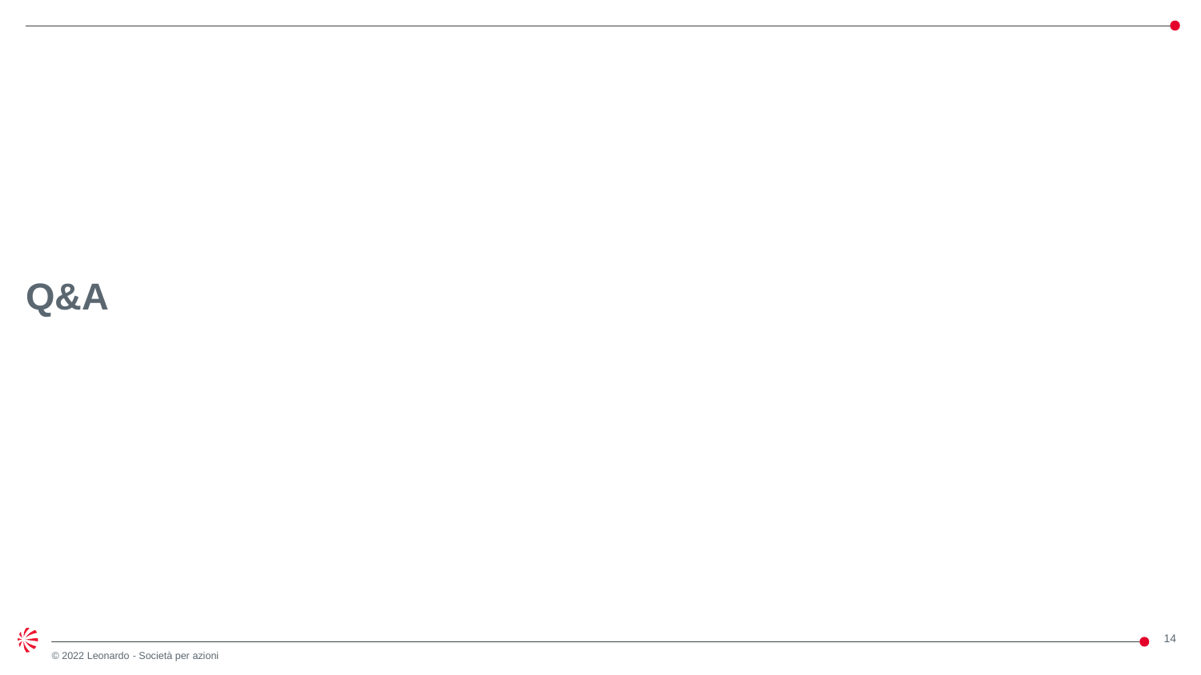# Q&A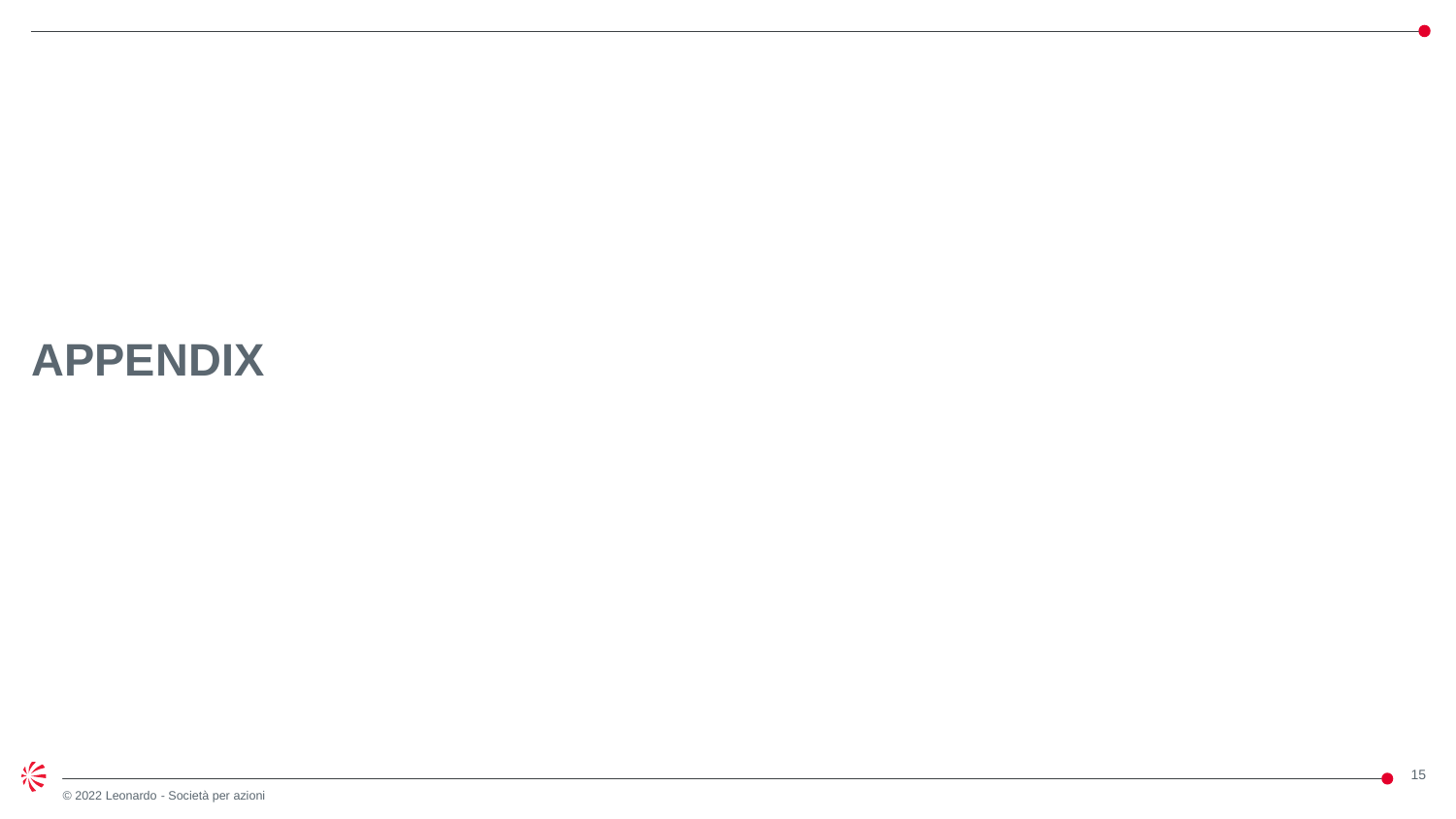# APPENDIX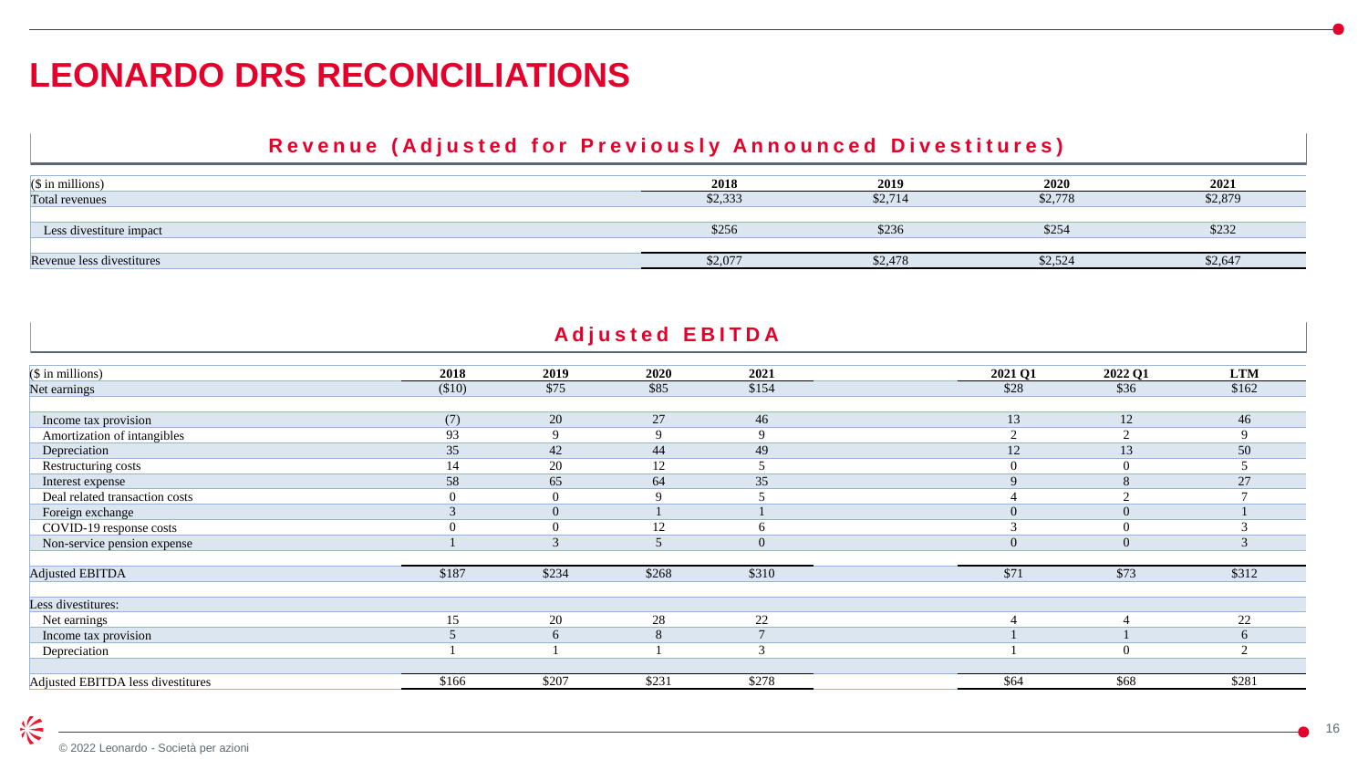# LEONARDO DRS RECONCILIATIONS

## Revenue (Adjusted for Previously Announced Divestitures)

| ($ in millions) | 2018 | 2019 | 2020 | 2021 |
|---|---|---|---|---|
| Total revenues | $2,333 | $2,714 | $2,778 | $2,879 |
| | | | | |
| Less divestiture impact | $256 | $236 | $254 | $232 |
| | | | | |
| Revenue less divestitures | $2,077 | $2,478 | $2,524 | $2,647 |

## Adjusted EBITDA

| ($ in millions) | 2018 | 2019 | 2020 | 2021 | 2021 Q1 | 2022 Q1 | LTM |
|---|---|---|---|---|---|---|---|
| Net earnings | ($10) | $75 | $85 | $154 | $28 | $36 | $162 |
| | | | | | | | |
| Income tax provision | (7) | 20 | 27 | 46 | 13 | 12 | 46 |
| Amortization of intangibles | 93 | 9 | 9 | 9 | 2 | 2 | 9 |
| Depreciation | 35 | 42 | 44 | 49 | 12 | 13 | 50 |
| Restructuring costs | 14 | 20 | 12 | 5 | 0 | 0 | 5 |
| Interest expense | 58 | 65 | 64 | 35 | 9 | 8 | 27 |
| Deal related transaction costs | 0 | 0 | 9 | 5 | 4 | 2 | 7 |
| Foreign exchange | 3 | 0 | 1 | 1 | 0 | 0 | 1 |
| COVID-19 response costs | 0 | 0 | 12 | 6 | 3 | 0 | 3 |
| Non-service pension expense | 1 | 3 | 5 | 0 | 0 | 0 | 3 |
| | | | | | | | |
| Adjusted EBITDA | $187 | $234 | $268 | $310 | $71 | $73 | $312 |
| | | | | | | | |
| Less divestitures: | | | | | | | |
| Net earnings | 15 | 20 | 28 | 22 | 4 | 4 | 22 |
| Income tax provision | 5 | 6 | 8 | 7 | 1 | 1 | 6 |
| Depreciation | 1 | 1 | 1 | 3 | 1 | 0 | 2 |
| | | | | | | | |
| Adjusted EBITDA less divestitures | $166 | $207 | $231 | $278 | $64 | $68 | $281 |

© 2022 Leonardo - Società per azioni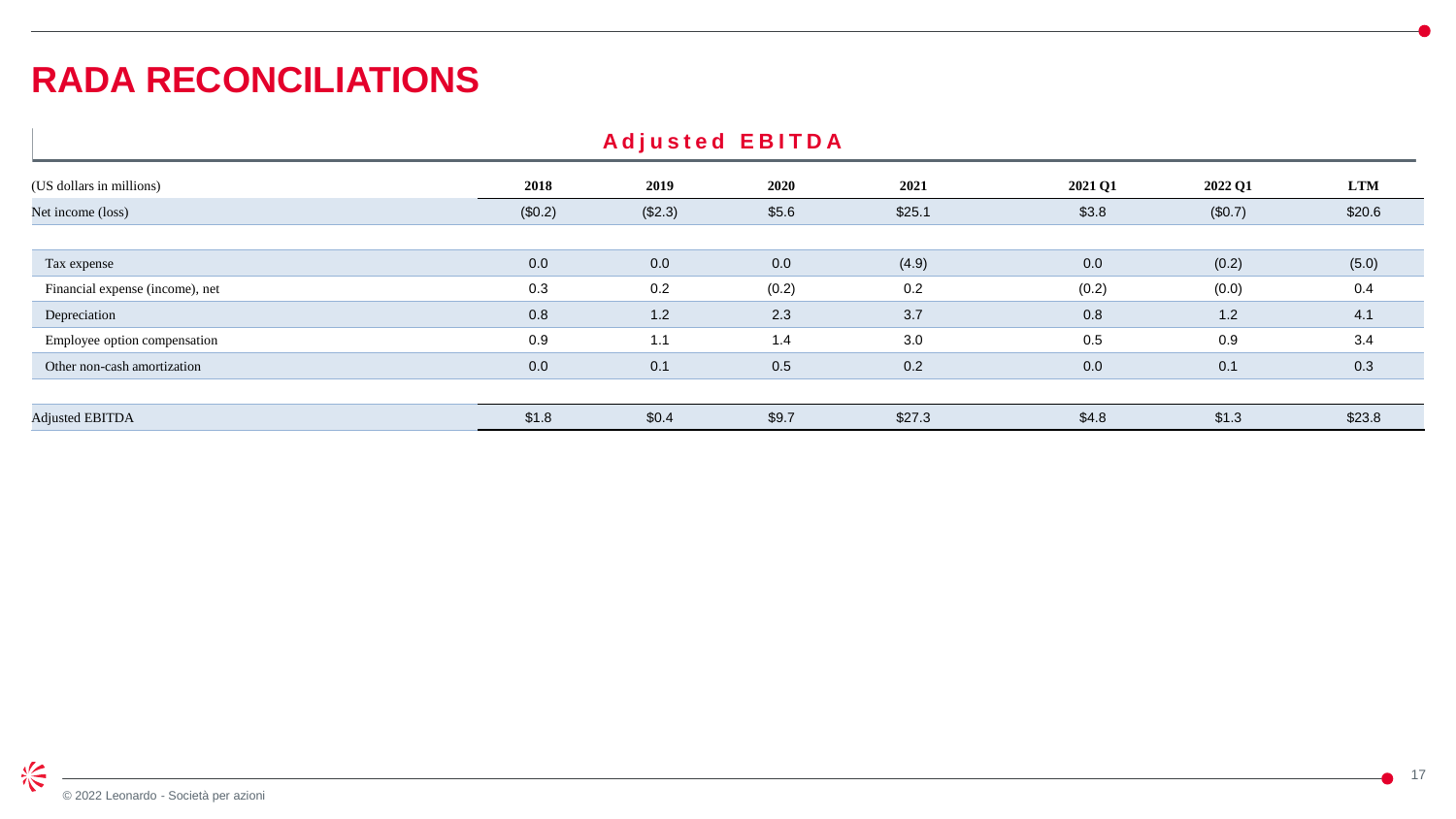# RADA RECONCILIATIONS

## Adjusted EBITDA

| (US dollars in millions) | 2018 | 2019 | 2020 | 2021 | 2021 Q1 | 2022 Q1 | LTM |
|---|---|---|---|---|---|---|---|
| Net income (loss) | ($0.2) | ($2.3) | $5.6 | $25.1 | $3.8 | ($0.7) | $20.6 |
| Tax expense | 0.0 | 0.0 | 0.0 | (4.9) | 0.0 | (0.2) | (5.0) |
| Financial expense (income), net | 0.3 | 0.2 | (0.2) | 0.2 | (0.2) | (0.0) | 0.4 |
| Depreciation | 0.8 | 1.2 | 2.3 | 3.7 | 0.8 | 1.2 | 4.1 |
| Employee option compensation | 0.9 | 1.1 | 1.4 | 3.0 | 0.5 | 0.9 | 3.4 |
| Other non-cash amortization | 0.0 | 0.1 | 0.5 | 0.2 | 0.0 | 0.1 | 0.3 |
| Adjusted EBITDA | $1.8 | $0.4 | $9.7 | $27.3 | $4.8 | $1.3 | $23.8 |

© 2022 Leonardo - Società per azioni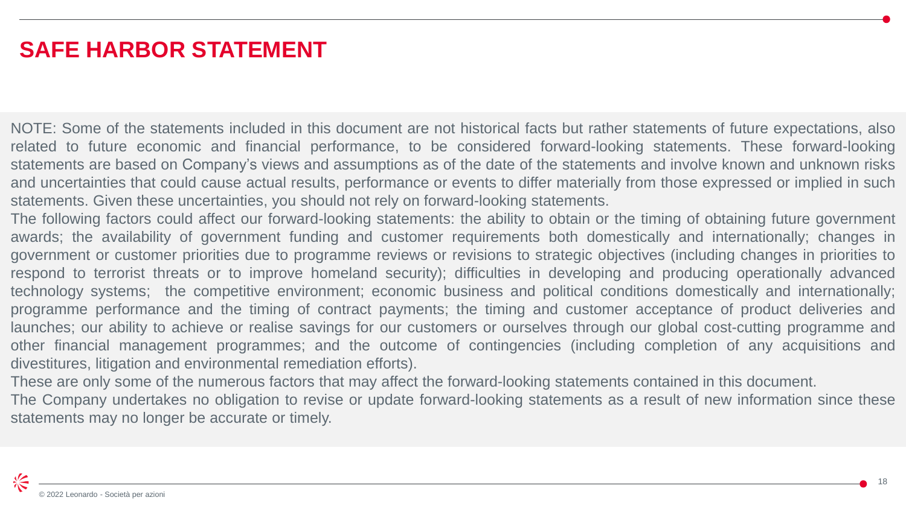# SAFE HARBOR STATEMENT

NOTE: Some of the statements included in this document are not historical facts but rather statements of future expectations, also related to future economic and financial performance, to be considered forward-looking statements. These forward-looking statements are based on Company's views and assumptions as of the date of the statements and involve known and unknown risks and uncertainties that could cause actual results, performance or events to differ materially from those expressed or implied in such statements. Given these uncertainties, you should not rely on forward-looking statements.

The following factors could affect our forward-looking statements: the ability to obtain or the timing of obtaining future government awards; the availability of government funding and customer requirements both domestically and internationally; changes in government or customer priorities due to programme reviews or revisions to strategic objectives (including changes in priorities to respond to terrorist threats or to improve homeland security); difficulties in developing and producing operationally advanced technology systems; the competitive environment; economic business and political conditions domestically and internationally; programme performance and the timing of contract payments; the timing and customer acceptance of product deliveries and launches; our ability to achieve or realise savings for our customers or ourselves through our global cost-cutting programme and other financial management programmes; and the outcome of contingencies (including completion of any acquisitions and divestitures, litigation and environmental remediation efforts).

These are only some of the numerous factors that may affect the forward-looking statements contained in this document.

The Company undertakes no obligation to revise or update forward-looking statements as a result of new information since these statements may no longer be accurate or timely.

© 2022 Leonardo - Società per azioni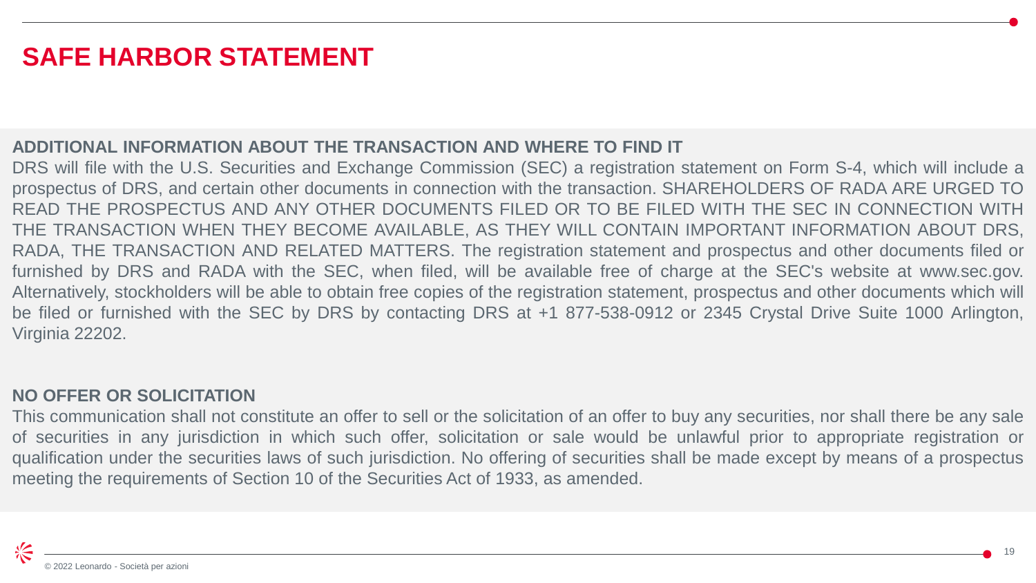# SAFE HARBOR STATEMENT

## ADDITIONAL INFORMATION ABOUT THE TRANSACTION AND WHERE TO FIND IT

DRS will file with the U.S. Securities and Exchange Commission (SEC) a registration statement on Form S-4, which will include a prospectus of DRS, and certain other documents in connection with the transaction. SHAREHOLDERS OF RADA ARE URGED TO READ THE PROSPECTUS AND ANY OTHER DOCUMENTS FILED OR TO BE FILED WITH THE SEC IN CONNECTION WITH THE TRANSACTION WHEN THEY BECOME AVAILABLE, AS THEY WILL CONTAIN IMPORTANT INFORMATION ABOUT DRS, RADA, THE TRANSACTION AND RELATED MATTERS. The registration statement and prospectus and other documents filed or furnished by DRS and RADA with the SEC, when filed, will be available free of charge at the SEC's website at www.sec.gov. Alternatively, stockholders will be able to obtain free copies of the registration statement, prospectus and other documents which will be filed or furnished with the SEC by DRS by contacting DRS at +1 877-538-0912 or 2345 Crystal Drive Suite 1000 Arlington, Virginia 22202.

## NO OFFER OR SOLICITATION

This communication shall not constitute an offer to sell or the solicitation of an offer to buy any securities, nor shall there be any sale of securities in any jurisdiction in which such offer, solicitation or sale would be unlawful prior to appropriate registration or qualification under the securities laws of such jurisdiction. No offering of securities shall be made except by means of a prospectus meeting the requirements of Section 10 of the Securities Act of 1933, as amended.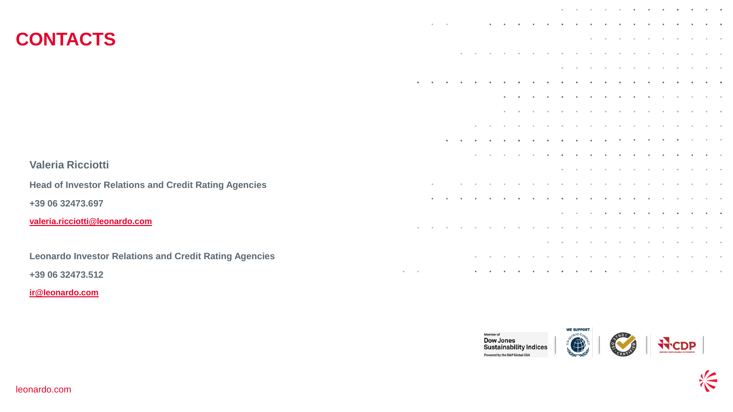# CONTACTS

**Valeria Ricciotti**

**Head of Investor Relations and Credit Rating Agencies**

**+39 06 32473.697**

**valeria.ricciotti@leonardo.com**

**Leonardo Investor Relations and Credit Rating Agencies**

**+39 06 32473.512**

**ir@leonardo.com**

leonardo.com